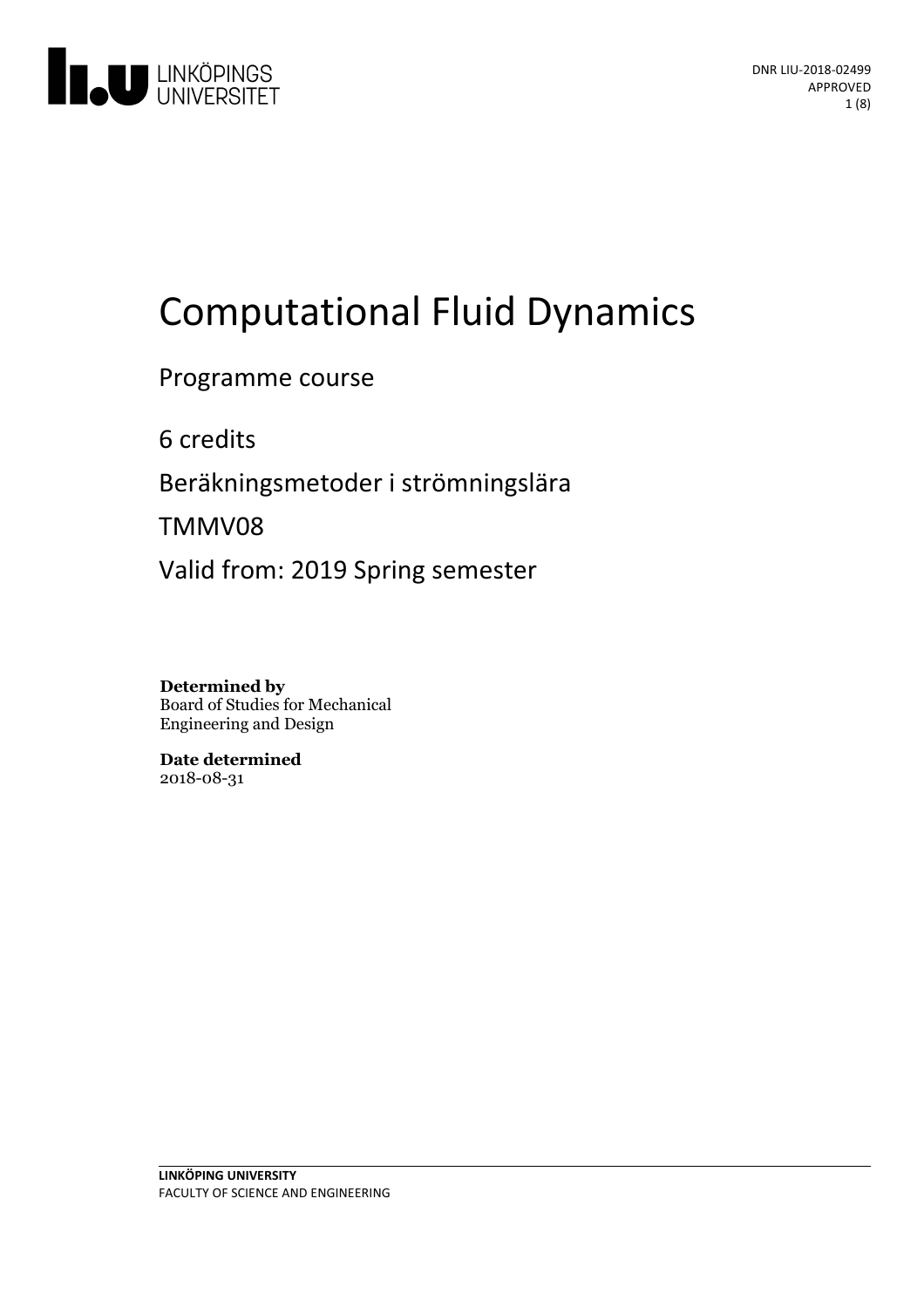DNR LIU-2018-02499
APPROVED

# Computational Fluid Dynamics

Programme course

6 credits

Beräkningsmetoder i strömningslära

TMMV08

Valid from: 2019 Spring semester

**Determined by**
Board of Studies for Mechanical Engineering and Design

**Date determined**
2018-08-31

**LINKÖPING UNIVERSITY**
FACULTY OF SCIENCE AND ENGINEERING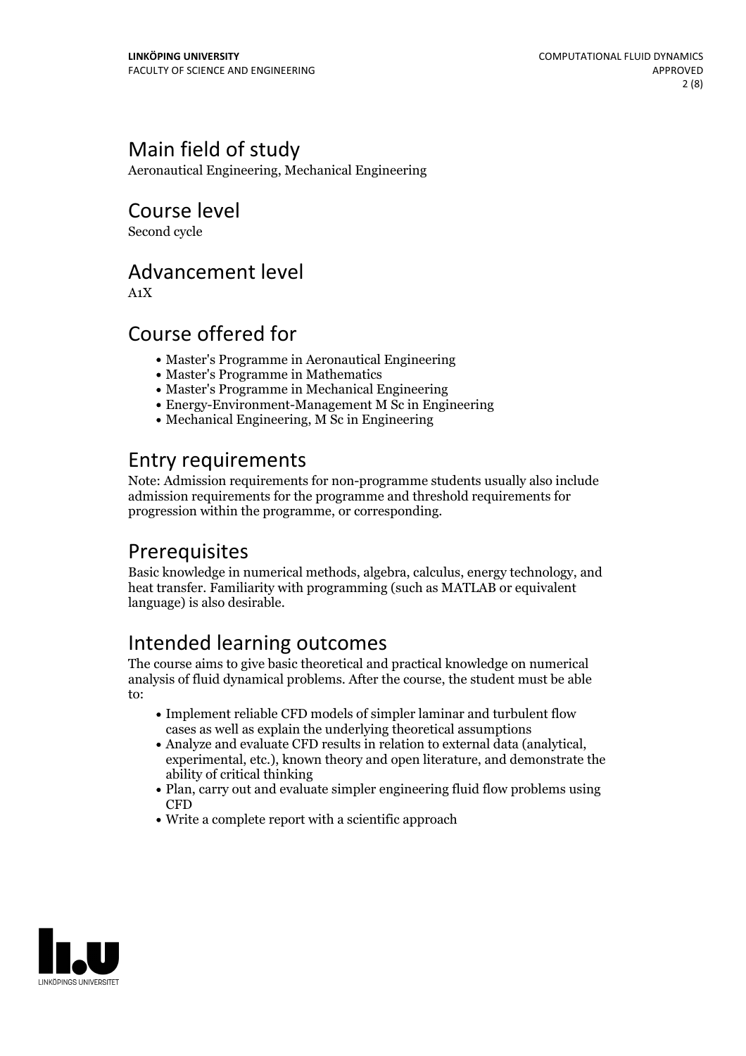## Main field of study

Aeronautical Engineering, Mechanical Engineering

## Course level

Second cycle

## Advancement level

A1X

## Course offered for

- Master's Programme in Aeronautical Engineering
- Master's Programme in Mathematics
- Master's Programme in Mechanical Engineering
- Energy-Environment-Management M Sc in Engineering
- Mechanical Engineering, M Sc in Engineering

## Entry requirements

Note: Admission requirements for non-programme students usually also include admission requirements for the programme and threshold requirements for progression within the programme, or corresponding.

## Prerequisites

Basic knowledge in numerical methods, algebra, calculus, energy technology, and heat transfer. Familiarity with programming (such as MATLAB or equivalent language) is also desirable.

## Intended learning outcomes

The course aims to give basic theoretical and practical knowledge on numerical analysis of fluid dynamical problems. After the course, the student must be able to:

- Implement reliable CFD models of simpler laminar and turbulent flow cases as well as explain the underlying theoretical assumptions
- Analyze and evaluate CFD results in relation to external data (analytical, experimental, etc.), known theory and open literature, and demonstrate the ability of critical thinking
- Plan, carry out and evaluate simpler engineering fluid flow problems using CFD
- Write a complete report with a scientific approach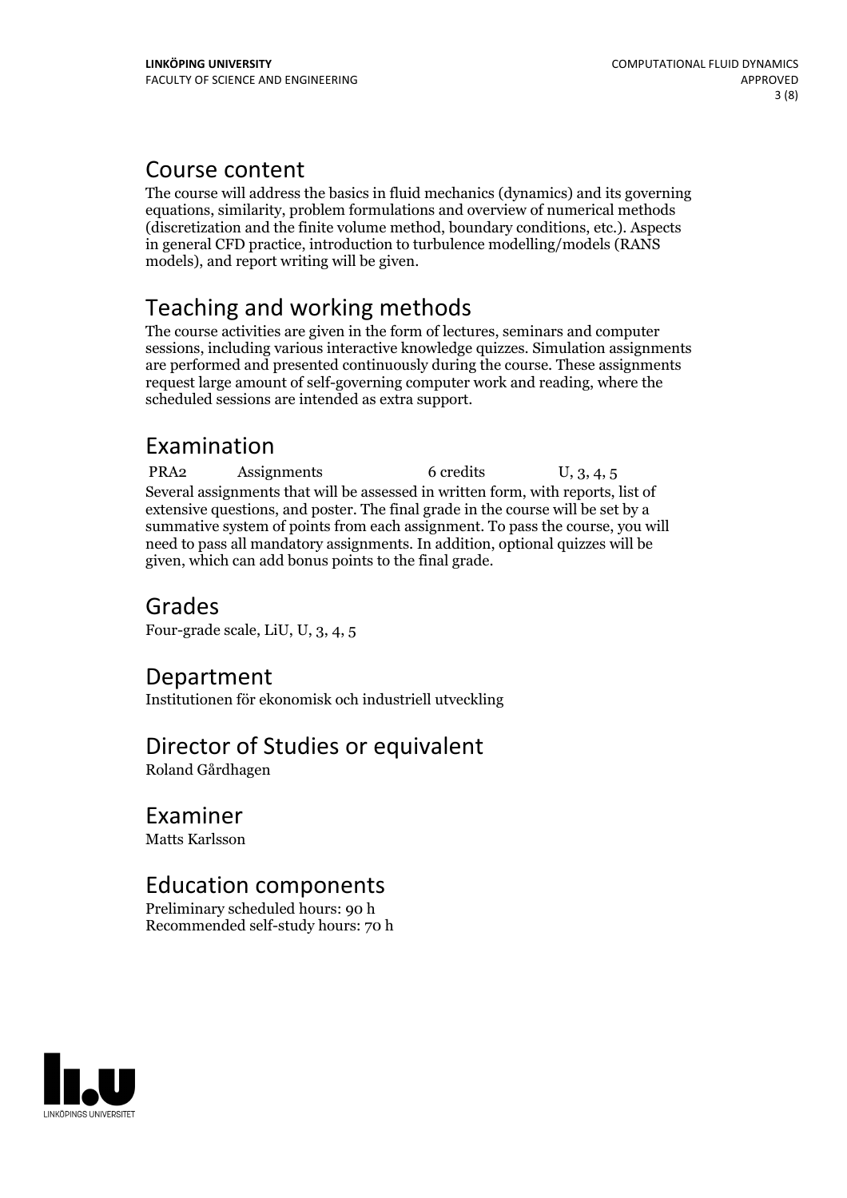## Course content

The course will address the basics in fluid mechanics (dynamics) and its governing equations, similarity, problem formulations and overview of numerical methods (discretization and the finite volume method, boundary conditions, etc.). Aspects in general CFD practice, introduction to turbulence modelling/models (RANS models), and report writing will be given.

## Teaching and working methods

The course activities are given in the form of lectures, seminars and computer sessions, including various interactive knowledge quizzes. Simulation assignments are performed and presented continuously during the course. These assignments request large amount of self-governing computer work and reading, where the scheduled sessions are intended as extra support.

## Examination

| PRA2 | Assignments | 6 credits | U, 3, 4, 5 |
|---|---|---|---|

Several assignments that will be assessed in written form, with reports, list of extensive questions, and poster. The final grade in the course will be set by a summative system of points from each assignment. To pass the course, you will need to pass all mandatory assignments. In addition, optional quizzes will be given, which can add bonus points to the final grade.

## Grades

Four-grade scale, LiU, U, 3, 4, 5

## Department

Institutionen för ekonomisk och industriell utveckling

## Director of Studies or equivalent

Roland Gårdhagen

## Examiner

Matts Karlsson

## Education components

Preliminary scheduled hours: 90 h
Recommended self-study hours: 70 h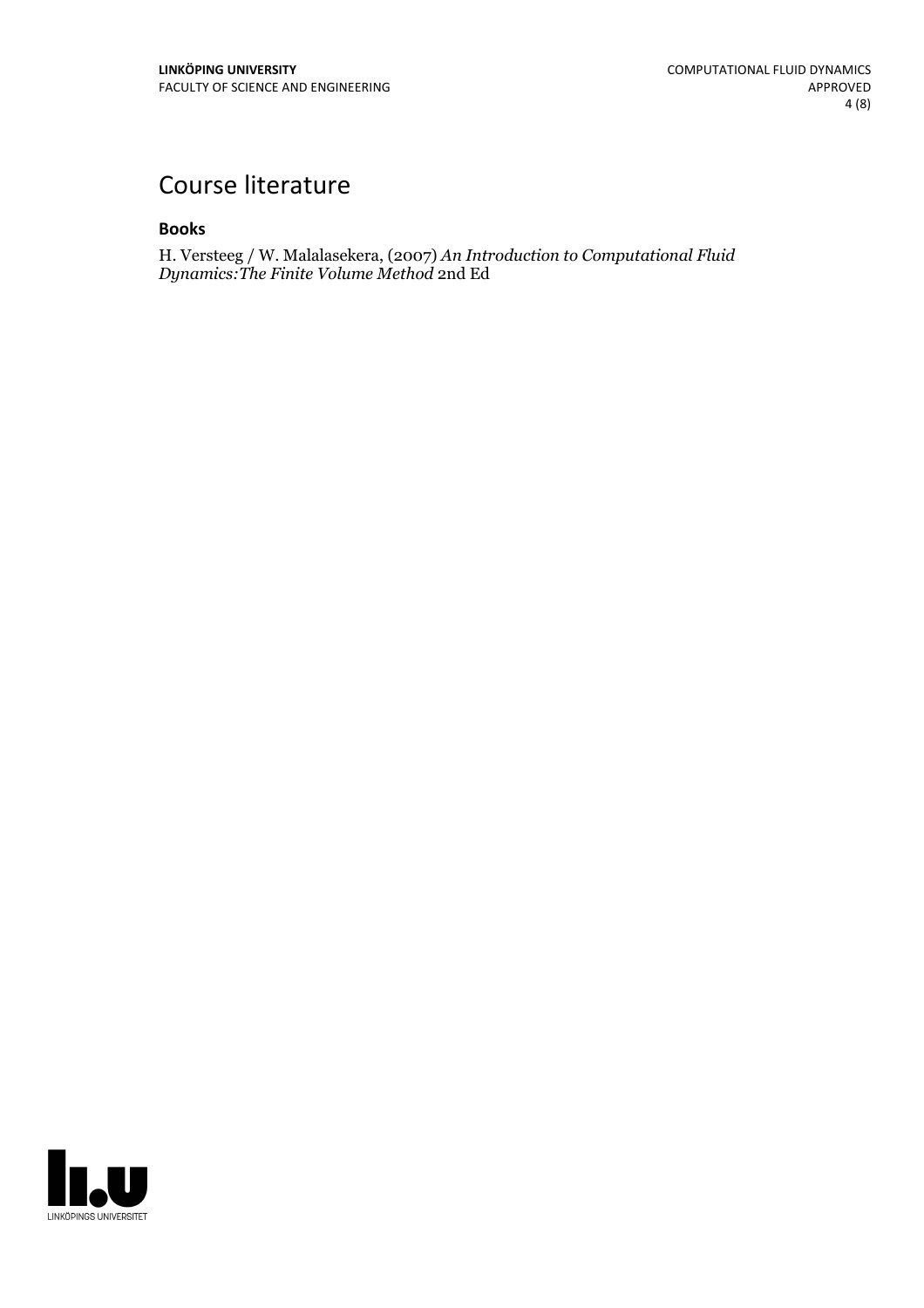# Course literature

### Books

H. Versteeg / W. Malalasekera, (2007) *An Introduction to Computational Fluid Dynamics:The Finite Volume Method* 2nd Ed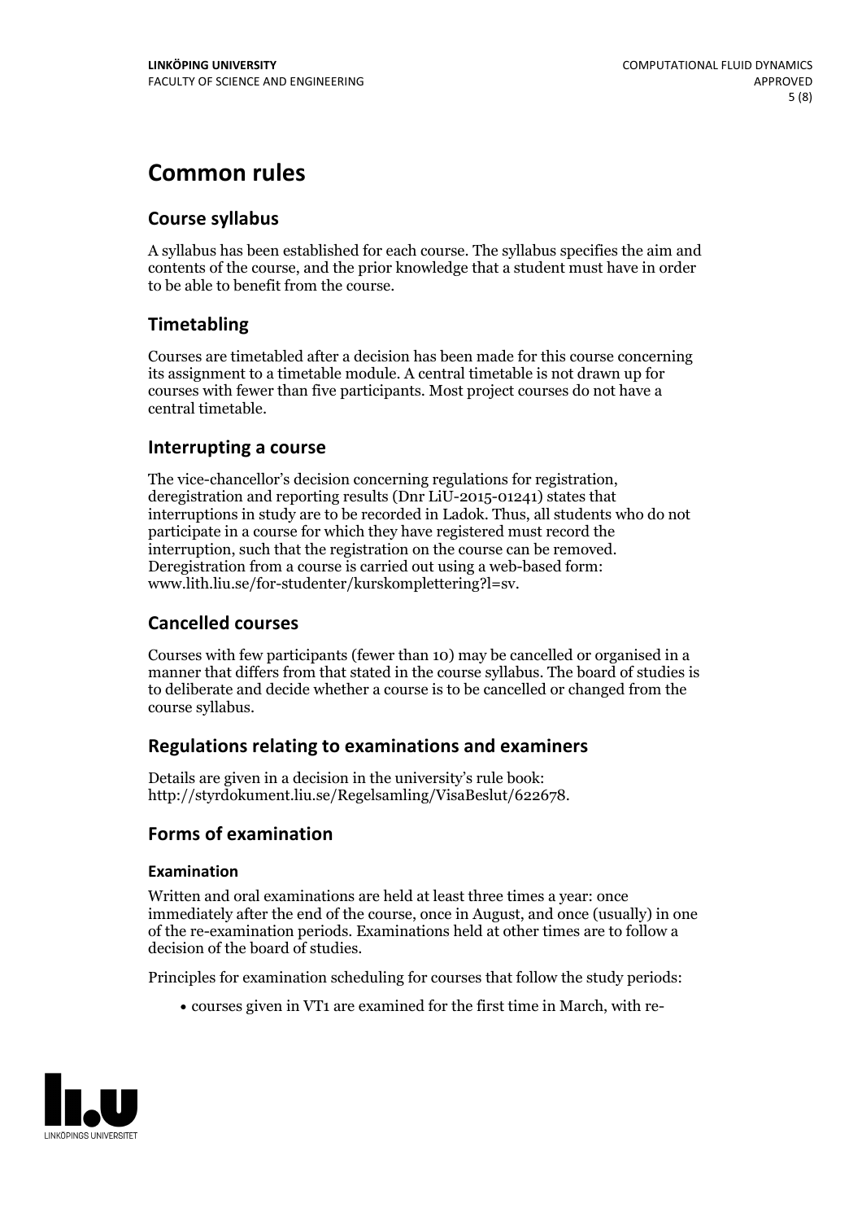# Common rules

## Course syllabus

A syllabus has been established for each course. The syllabus specifies the aim and contents of the course, and the prior knowledge that a student must have in order to be able to benefit from the course.

## Timetabling

Courses are timetabled after a decision has been made for this course concerning its assignment to a timetable module. A central timetable is not drawn up for courses with fewer than five participants. Most project courses do not have a central timetable.

## Interrupting a course

The vice-chancellor's decision concerning regulations for registration, deregistration and reporting results (Dnr LiU-2015-01241) states that interruptions in study are to be recorded in Ladok. Thus, all students who do not participate in a course for which they have registered must record the interruption, such that the registration on the course can be removed. Deregistration from a course is carried out using a web-based form: www.lith.liu.se/for-studenter/kurskomplettering?l=sv.

## Cancelled courses

Courses with few participants (fewer than 10) may be cancelled or organised in a manner that differs from that stated in the course syllabus. The board of studies is to deliberate and decide whether a course is to be cancelled or changed from the course syllabus.

## Regulations relating to examinations and examiners

Details are given in a decision in the university's rule book: http://styrdokument.liu.se/Regelsamling/VisaBeslut/622678.

## Forms of examination

### Examination

Written and oral examinations are held at least three times a year: once immediately after the end of the course, once in August, and once (usually) in one of the re-examination periods. Examinations held at other times are to follow a decision of the board of studies.

Principles for examination scheduling for courses that follow the study periods:

- courses given in VT1 are examined for the first time in March, with re-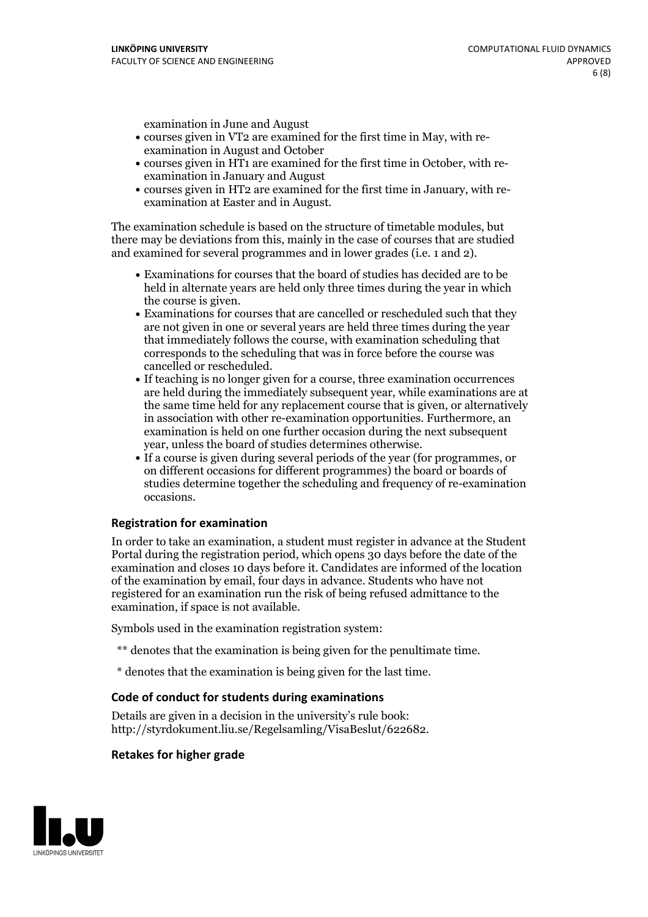examination in June and August

- courses given in VT2 are examined for the first time in May, with re-examination in August and October
- courses given in HT1 are examined for the first time in October, with re-examination in January and August
- courses given in HT2 are examined for the first time in January, with re-examination at Easter and in August.

The examination schedule is based on the structure of timetable modules, but there may be deviations from this, mainly in the case of courses that are studied and examined for several programmes and in lower grades (i.e. 1 and 2).

- Examinations for courses that the board of studies has decided are to be held in alternate years are held only three times during the year in which the course is given.
- Examinations for courses that are cancelled or rescheduled such that they are not given in one or several years are held three times during the year that immediately follows the course, with examination scheduling that corresponds to the scheduling that was in force before the course was cancelled or rescheduled.
- If teaching is no longer given for a course, three examination occurrences are held during the immediately subsequent year, while examinations are at the same time held for any replacement course that is given, or alternatively in association with other re-examination opportunities. Furthermore, an examination is held on one further occasion during the next subsequent year, unless the board of studies determines otherwise.
- If a course is given during several periods of the year (for programmes, or on different occasions for different programmes) the board or boards of studies determine together the scheduling and frequency of re-examination occasions.

### Registration for examination

In order to take an examination, a student must register in advance at the Student Portal during the registration period, which opens 30 days before the date of the examination and closes 10 days before it. Candidates are informed of the location of the examination by email, four days in advance. Students who have not registered for an examination run the risk of being refused admittance to the examination, if space is not available.

Symbols used in the examination registration system:

** denotes that the examination is being given for the penultimate time.

* denotes that the examination is being given for the last time.

### Code of conduct for students during examinations

Details are given in a decision in the university's rule book: http://styrdokument.liu.se/Regelsamling/VisaBeslut/622682.

### Retakes for higher grade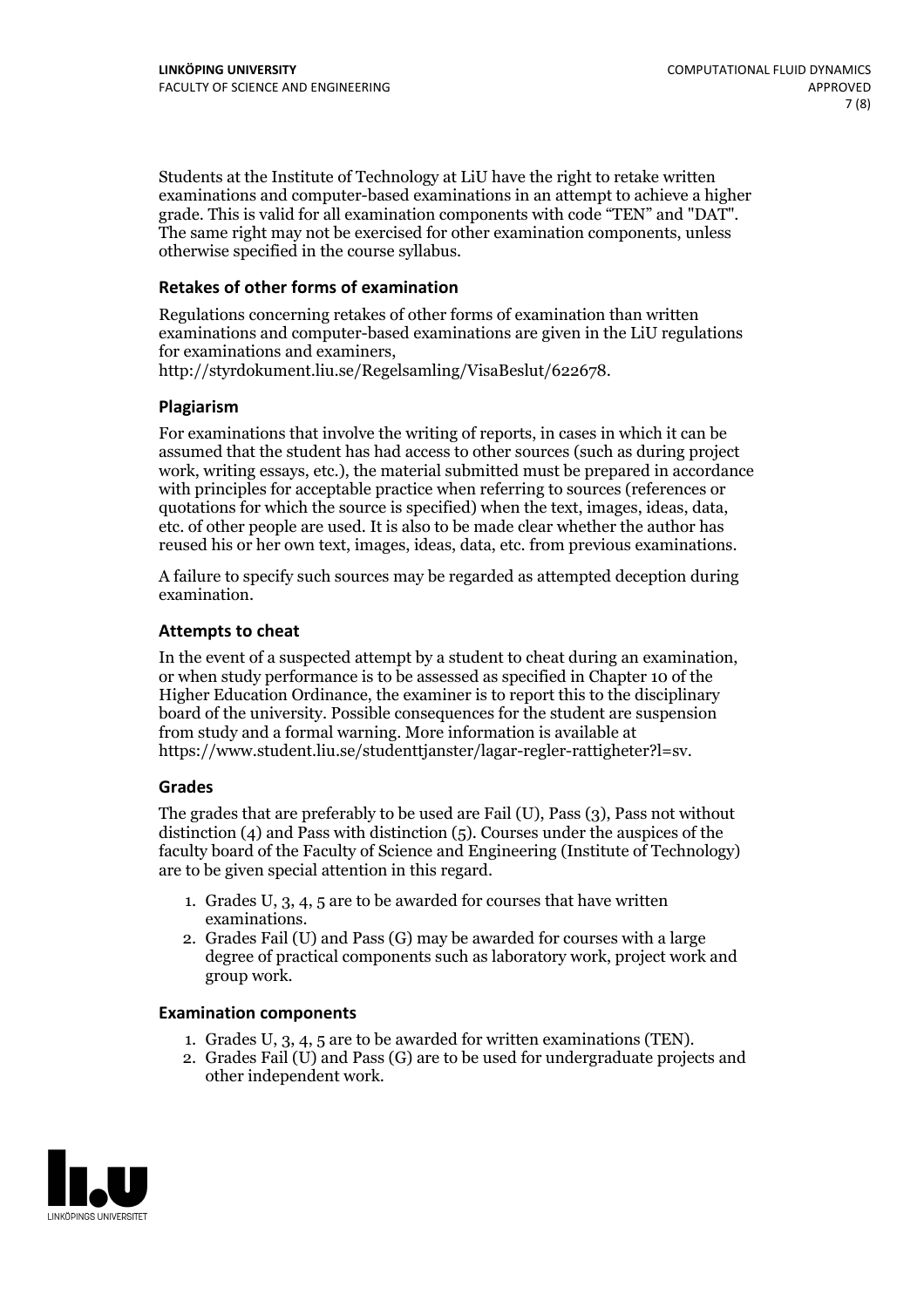Students at the Institute of Technology at LiU have the right to retake written examinations and computer-based examinations in an attempt to achieve a higher grade. This is valid for all examination components with code "TEN" and "DAT". The same right may not be exercised for other examination components, unless otherwise specified in the course syllabus.

### Retakes of other forms of examination

Regulations concerning retakes of other forms of examination than written examinations and computer-based examinations are given in the LiU regulations for examinations and examiners, http://styrdokument.liu.se/Regelsamling/VisaBeslut/622678.

### Plagiarism

For examinations that involve the writing of reports, in cases in which it can be assumed that the student has had access to other sources (such as during project work, writing essays, etc.), the material submitted must be prepared in accordance with principles for acceptable practice when referring to sources (references or quotations for which the source is specified) when the text, images, ideas, data, etc. of other people are used. It is also to be made clear whether the author has reused his or her own text, images, ideas, data, etc. from previous examinations.

A failure to specify such sources may be regarded as attempted deception during examination.

### Attempts to cheat

In the event of a suspected attempt by a student to cheat during an examination, or when study performance is to be assessed as specified in Chapter 10 of the Higher Education Ordinance, the examiner is to report this to the disciplinary board of the university. Possible consequences for the student are suspension from study and a formal warning. More information is available at https://www.student.liu.se/studenttjanster/lagar-regler-rattigheter?l=sv.

### Grades

The grades that are preferably to be used are Fail (U), Pass (3), Pass not without distinction (4) and Pass with distinction (5). Courses under the auspices of the faculty board of the Faculty of Science and Engineering (Institute of Technology) are to be given special attention in this regard.

1. Grades U, 3, 4, 5 are to be awarded for courses that have written examinations.
2. Grades Fail (U) and Pass (G) may be awarded for courses with a large degree of practical components such as laboratory work, project work and group work.

### Examination components

1. Grades U, 3, 4, 5 are to be awarded for written examinations (TEN).
2. Grades Fail (U) and Pass (G) are to be used for undergraduate projects and other independent work.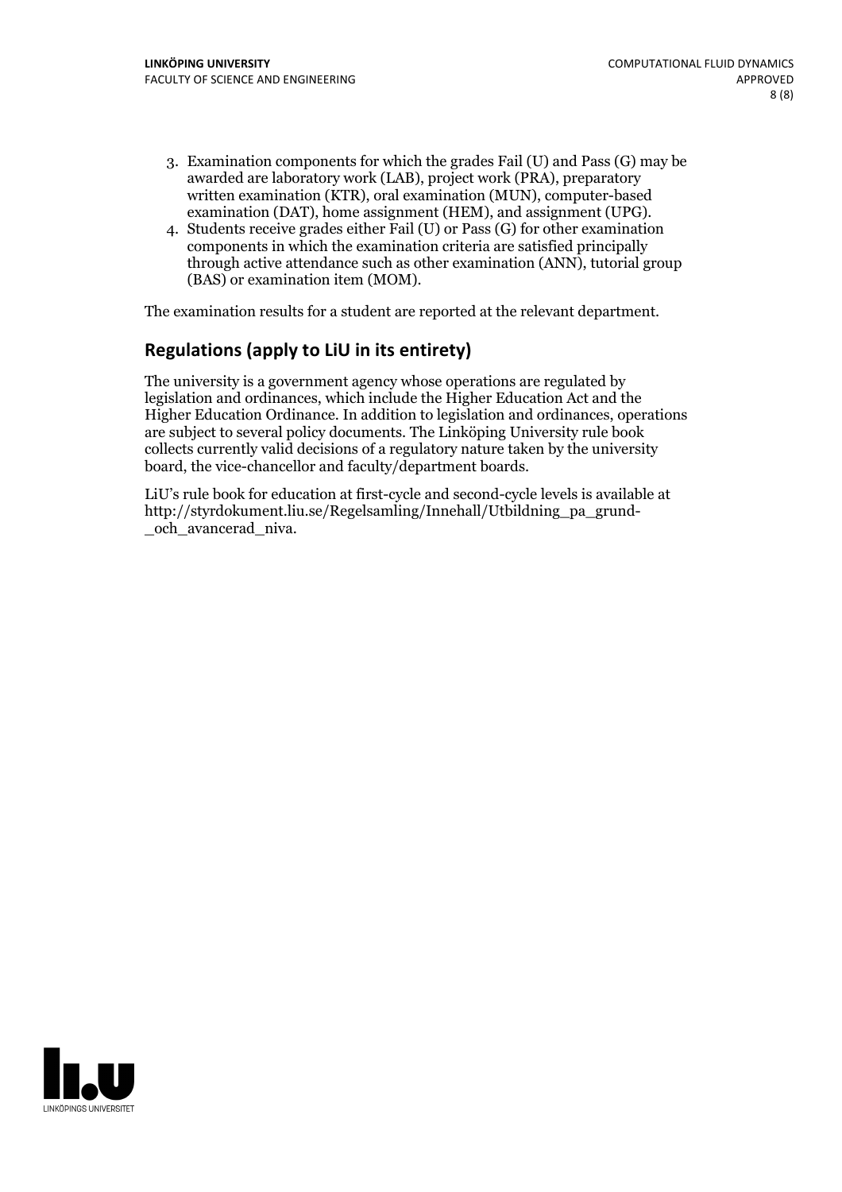3. Examination components for which the grades Fail (U) and Pass (G) may be awarded are laboratory work (LAB), project work (PRA), preparatory written examination (KTR), oral examination (MUN), computer-based examination (DAT), home assignment (HEM), and assignment (UPG).
4. Students receive grades either Fail (U) or Pass (G) for other examination components in which the examination criteria are satisfied principally through active attendance such as other examination (ANN), tutorial group (BAS) or examination item (MOM).

The examination results for a student are reported at the relevant department.

## Regulations (apply to LiU in its entirety)

The university is a government agency whose operations are regulated by legislation and ordinances, which include the Higher Education Act and the Higher Education Ordinance. In addition to legislation and ordinances, operations are subject to several policy documents. The Linköping University rule book collects currently valid decisions of a regulatory nature taken by the university board, the vice-chancellor and faculty/department boards.

LiU's rule book for education at first-cycle and second-cycle levels is available at http://styrdokument.liu.se/Regelsamling/Innehall/Utbildning_pa_grund-_och_avancerad_niva.